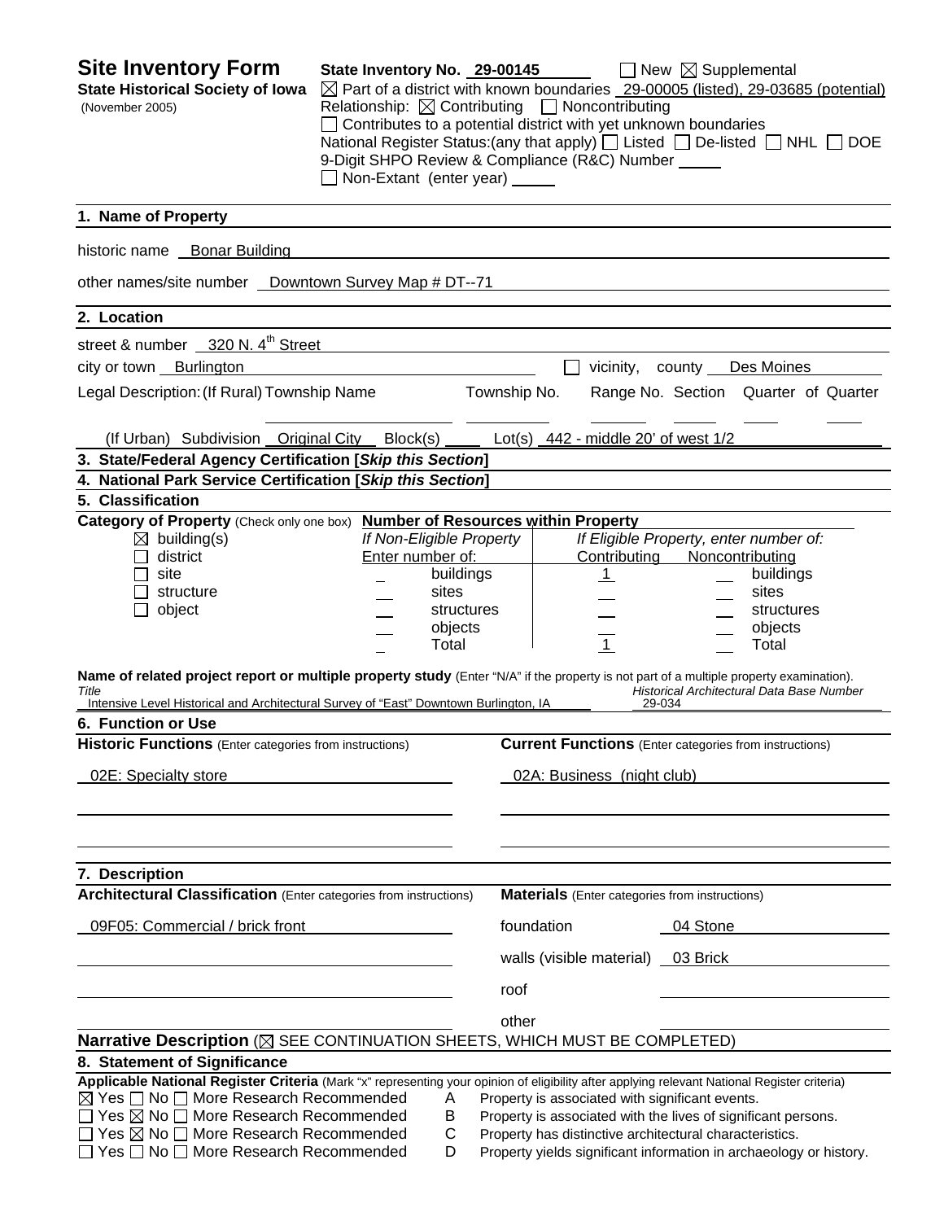# Site Inventory Form

**State Historical Society of Iowa**
(November 2005)

**State Inventory No.** 29-00145 ☐ New ☒ Supplemental
☒ Part of a district with known boundaries 29-00005 (listed), 29-03685 (potential)
Relationship: ☒ Contributing ☐ Noncontributing
☐ Contributes to a potential district with yet unknown boundaries
National Register Status:(any that apply) ☐ Listed ☐ De-listed ☐ NHL ☐ DOE
9-Digit SHPO Review & Compliance (R&C) Number
☐ Non-Extant (enter year)

## 1. Name of Property

historic name Bonar Building

other names/site number Downtown Survey Map # DT--71

## 2. Location

street & number 320 N. 4th Street

city or town Burlington ☐ vicinity, county Des Moines

Legal Description: (If Rural) Township Name Township No. Range No. Section Quarter of Quarter

(If Urban) Subdivision Original City Block(s) Lot(s) 442 - middle 20' of west 1/2

## 3. State/Federal Agency Certification [*Skip this Section*]

## 4. National Park Service Certification [*Skip this Section*]

## 5. Classification

**Category of Property** (Check only one box)
☒ building(s)
☐ district
☐ site
☐ structure
☐ object

**Number of Resources within Property**

| If Non-Eligible Property Enter number of: | | If Eligible Property, enter number of: Contributing | Noncontributing | |
|---|---|---|---|---|
| | buildings | 1 | | buildings |
| | sites | | | sites |
| | structures | | | structures |
| | objects | | | objects |
| | Total | 1 | | Total |

**Name of related project report or multiple property study** (Enter "N/A" if the property is not part of a multiple property examination).

| *Title* | *Historical Architectural Data Base Number* |
|---|---|
| Intensive Level Historical and Architectural Survey of "East" Downtown Burlington, IA | 29-034 |

## 6. Function or Use

| **Historic Functions** (Enter categories from instructions) | **Current Functions** (Enter categories from instructions) |
|---|---|
| 02E: Specialty store | 02A: Business (night club) |

## 7. Description

**Architectural Classification** (Enter categories from instructions)

09F05: Commercial / brick front

**Materials** (Enter categories from instructions)

| | |
|---|---|
| foundation | 04 Stone |
| walls (visible material) | 03 Brick |
| roof | |
| other | |

**Narrative Description** (☒ SEE CONTINUATION SHEETS, WHICH MUST BE COMPLETED)

## 8. Statement of Significance

**Applicable National Register Criteria** (Mark "x" representing your opinion of eligibility after applying relevant National Register criteria)

| | | |
|---|---|---|
| ☒ Yes ☐ No ☐ More Research Recommended | A | Property is associated with significant events. |
| ☐ Yes ☒ No ☐ More Research Recommended | B | Property is associated with the lives of significant persons. |
| ☐ Yes ☒ No ☐ More Research Recommended | C | Property has distinctive architectural characteristics. |
| ☐ Yes ☐ No ☐ More Research Recommended | D | Property yields significant information in archaeology or history. |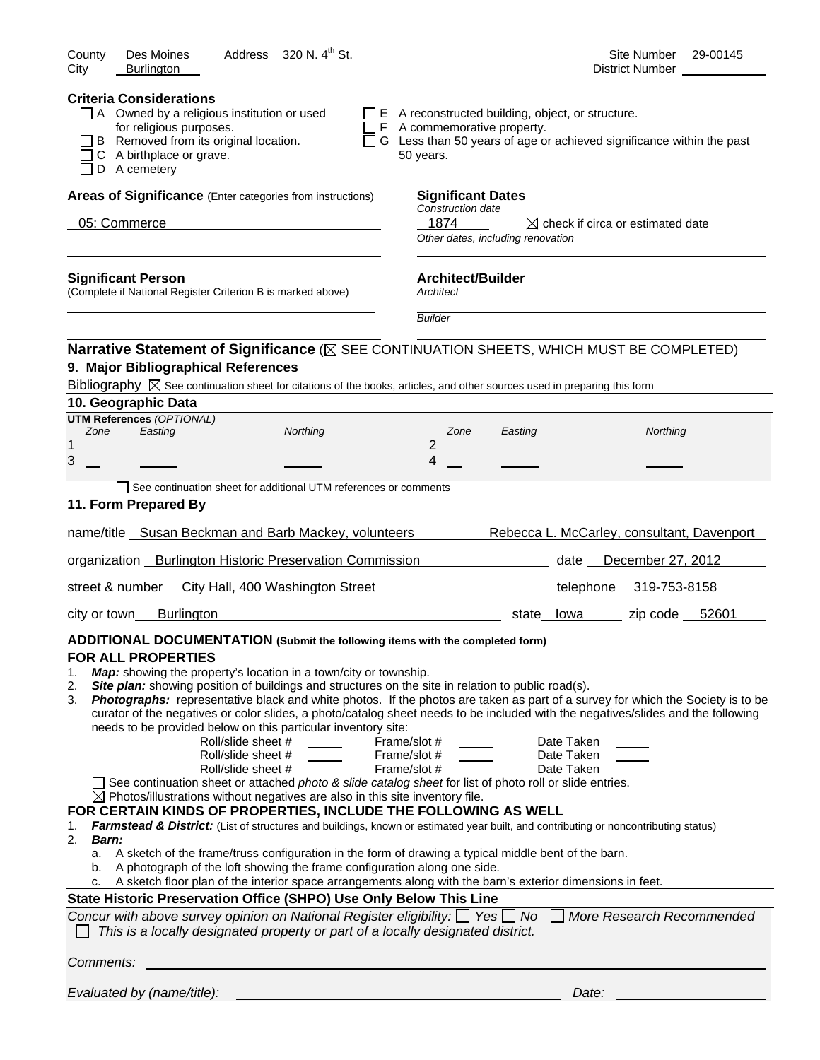County Des Moines Address 320 N. 4th St. Site Number 29-00145
City Burlington District Number

**Criteria Considerations**

- ☐ A Owned by a religious institution or used for religious purposes.
- ☐ B Removed from its original location.
- ☐ C A birthplace or grave.
- ☐ D A cemetery
- ☐ E A reconstructed building, object, or structure.
- ☐ F A commemorative property.
- ☐ G Less than 50 years of age or achieved significance within the past 50 years.

**Areas of Significance** (Enter categories from instructions)

05: Commerce

**Significant Dates**

*Construction date*

1874 ☒ check if circa or estimated date

*Other dates, including renovation*

**Significant Person**

(Complete if National Register Criterion B is marked above)

**Architect/Builder**

*Architect*

*Builder*

**Narrative Statement of Significance** (☒ SEE CONTINUATION SHEETS, WHICH MUST BE COMPLETED)

## 9. Major Bibliographical References

Bibliography ☒ See continuation sheet for citations of the books, articles, and other sources used in preparing this form

## 10. Geographic Data

**UTM References** *(OPTIONAL)*

| | Zone | Easting | Northing | | Zone | Easting | Northing |
|---|---|---|---|---|---|---|---|
| 1 | | | | 2 | | | |
| 3 | | | | 4 | | | |

☐ See continuation sheet for additional UTM references or comments

## 11. Form Prepared By

name/title Susan Beckman and Barb Mackey, volunteers Rebecca L. McCarley, consultant, Davenport

organization Burlington Historic Preservation Commission date December 27, 2012

street & number City Hall, 400 Washington Street telephone 319-753-8158

city or town Burlington state Iowa zip code 52601

**ADDITIONAL DOCUMENTATION (Submit the following items with the completed form)**

**FOR ALL PROPERTIES**

1. ***Map:*** showing the property's location in a town/city or township.
2. ***Site plan:*** showing position of buildings and structures on the site in relation to public road(s).
3. ***Photographs:*** representative black and white photos. If the photos are taken as part of a survey for which the Society is to be curator of the negatives or color slides, a photo/catalog sheet needs to be included with the negatives/slides and the following needs to be provided below on this particular inventory site:

   Roll/slide sheet # \_\_\_ Frame/slot # \_\_\_ Date Taken \_\_\_
   Roll/slide sheet # \_\_\_ Frame/slot # \_\_\_ Date Taken \_\_\_
   Roll/slide sheet # \_\_\_ Frame/slot # \_\_\_ Date Taken \_\_\_

   ☐ See continuation sheet or attached *photo & slide catalog sheet* for list of photo roll or slide entries.
   ☒ Photos/illustrations without negatives are also in this site inventory file.

**FOR CERTAIN KINDS OF PROPERTIES, INCLUDE THE FOLLOWING AS WELL**

1. ***Farmstead & District:*** (List of structures and buildings, known or estimated year built, and contributing or noncontributing status)
2. ***Barn:***
   a. A sketch of the frame/truss configuration in the form of drawing a typical middle bent of the barn.
   b. A photograph of the loft showing the frame configuration along one side.
   c. A sketch floor plan of the interior space arrangements along with the barn's exterior dimensions in feet.

**State Historic Preservation Office (SHPO) Use Only Below This Line**

*Concur with above survey opinion on National Register eligibility:* ☐ *Yes* ☐ *No* ☐ *More Research Recommended*
☐ *This is a locally designated property or part of a locally designated district.*

*Comments:*

*Evaluated by (name/title):* *Date:*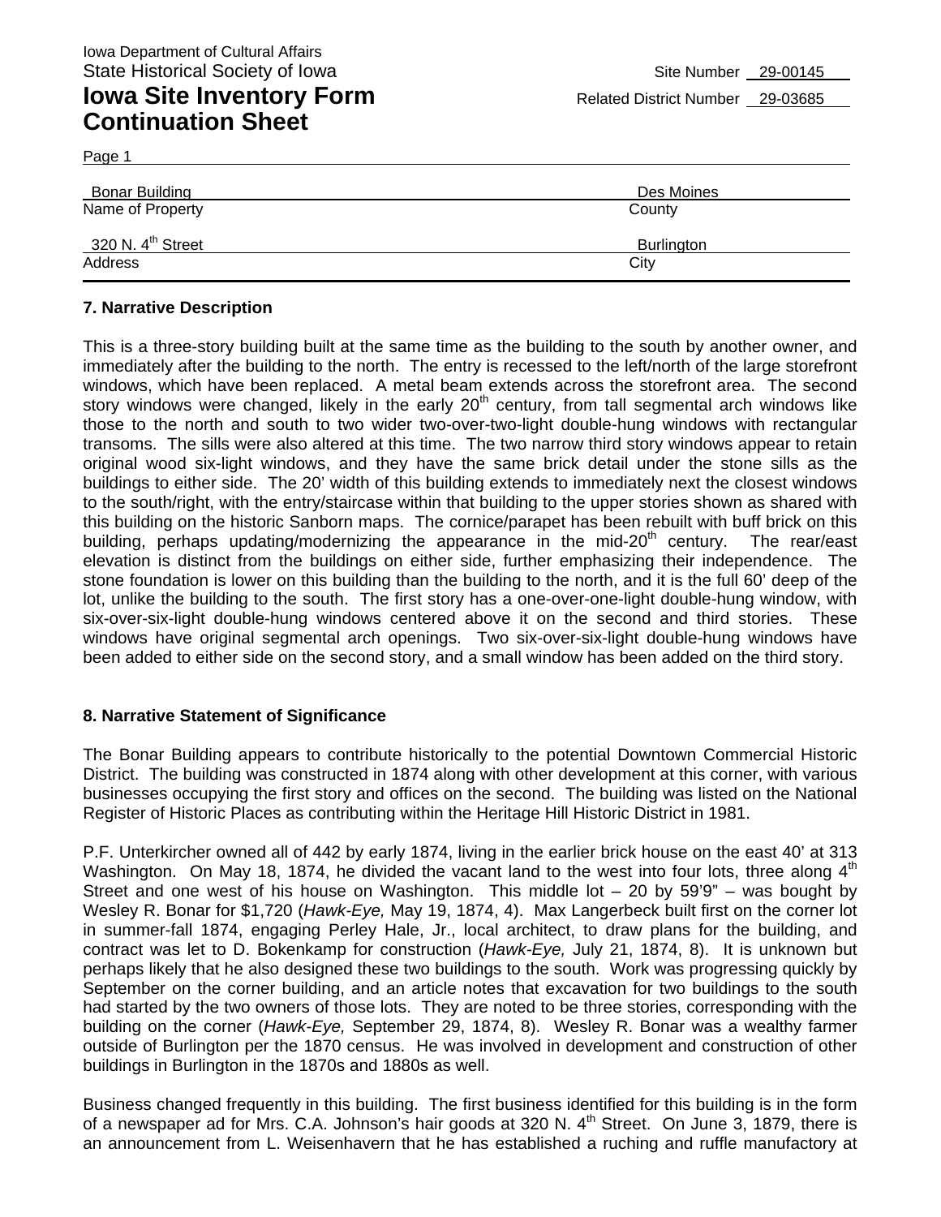Iowa Department of Cultural Affairs
State Historical Society of Iowa

# Iowa Site Inventory Form Continuation Sheet

Site Number 29-00145
Related District Number 29-03685

Page 1

| Bonar Building | Des Moines |
|---|---|
| Name of Property | County |
| 320 N. 4th Street | Burlington |
| Address | City |

## 7. Narrative Description

This is a three-story building built at the same time as the building to the south by another owner, and immediately after the building to the north. The entry is recessed to the left/north of the large storefront windows, which have been replaced. A metal beam extends across the storefront area. The second story windows were changed, likely in the early 20th century, from tall segmental arch windows like those to the north and south to two wider two-over-two-light double-hung windows with rectangular transoms. The sills were also altered at this time. The two narrow third story windows appear to retain original wood six-light windows, and they have the same brick detail under the stone sills as the buildings to either side. The 20' width of this building extends to immediately next the closest windows to the south/right, with the entry/staircase within that building to the upper stories shown as shared with this building on the historic Sanborn maps. The cornice/parapet has been rebuilt with buff brick on this building, perhaps updating/modernizing the appearance in the mid-20th century. The rear/east elevation is distinct from the buildings on either side, further emphasizing their independence. The stone foundation is lower on this building than the building to the north, and it is the full 60' deep of the lot, unlike the building to the south. The first story has a one-over-one-light double-hung window, with six-over-six-light double-hung windows centered above it on the second and third stories. These windows have original segmental arch openings. Two six-over-six-light double-hung windows have been added to either side on the second story, and a small window has been added on the third story.

## 8. Narrative Statement of Significance

The Bonar Building appears to contribute historically to the potential Downtown Commercial Historic District. The building was constructed in 1874 along with other development at this corner, with various businesses occupying the first story and offices on the second. The building was listed on the National Register of Historic Places as contributing within the Heritage Hill Historic District in 1981.

P.F. Unterkircher owned all of 442 by early 1874, living in the earlier brick house on the east 40' at 313 Washington. On May 18, 1874, he divided the vacant land to the west into four lots, three along 4th Street and one west of his house on Washington. This middle lot – 20 by 59'9" – was bought by Wesley R. Bonar for $1,720 (*Hawk-Eye,* May 19, 1874, 4). Max Langerbeck built first on the corner lot in summer-fall 1874, engaging Perley Hale, Jr., local architect, to draw plans for the building, and contract was let to D. Bokenkamp for construction (*Hawk-Eye,* July 21, 1874, 8). It is unknown but perhaps likely that he also designed these two buildings to the south. Work was progressing quickly by September on the corner building, and an article notes that excavation for two buildings to the south had started by the two owners of those lots. They are noted to be three stories, corresponding with the building on the corner (*Hawk-Eye,* September 29, 1874, 8). Wesley R. Bonar was a wealthy farmer outside of Burlington per the 1870 census. He was involved in development and construction of other buildings in Burlington in the 1870s and 1880s as well.

Business changed frequently in this building. The first business identified for this building is in the form of a newspaper ad for Mrs. C.A. Johnson's hair goods at 320 N. 4th Street. On June 3, 1879, there is an announcement from L. Weisenhavern that he has established a ruching and ruffle manufactory at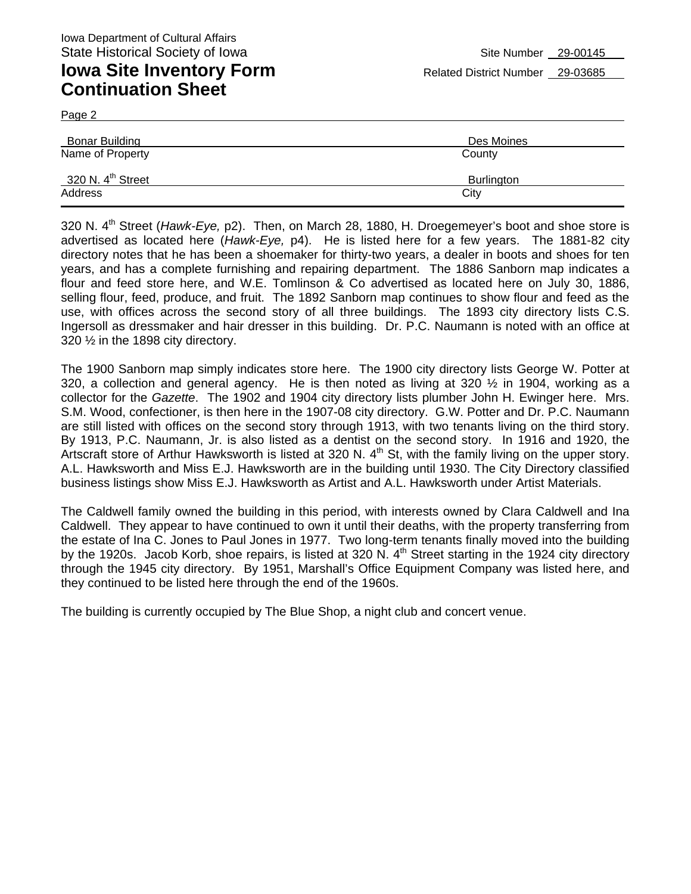Iowa Department of Cultural Affairs
State Historical Society of Iowa

**Iowa Site Inventory Form Continuation Sheet**

Site Number 29-00145
Related District Number 29-03685

Page 2

| Bonar Building | Des Moines |
|---|---|
| Name of Property | County |
| 320 N. 4th Street | Burlington |
| Address | City |

320 N. 4th Street (*Hawk-Eye,* p2). Then, on March 28, 1880, H. Droegemeyer's boot and shoe store is advertised as located here (*Hawk-Eye,* p4). He is listed here for a few years. The 1881-82 city directory notes that he has been a shoemaker for thirty-two years, a dealer in boots and shoes for ten years, and has a complete furnishing and repairing department. The 1886 Sanborn map indicates a flour and feed store here, and W.E. Tomlinson & Co advertised as located here on July 30, 1886, selling flour, feed, produce, and fruit. The 1892 Sanborn map continues to show flour and feed as the use, with offices across the second story of all three buildings. The 1893 city directory lists C.S. Ingersoll as dressmaker and hair dresser in this building. Dr. P.C. Naumann is noted with an office at 320 ½ in the 1898 city directory.

The 1900 Sanborn map simply indicates store here. The 1900 city directory lists George W. Potter at 320, a collection and general agency. He is then noted as living at 320 ½ in 1904, working as a collector for the *Gazette*. The 1902 and 1904 city directory lists plumber John H. Ewinger here. Mrs. S.M. Wood, confectioner, is then here in the 1907-08 city directory. G.W. Potter and Dr. P.C. Naumann are still listed with offices on the second story through 1913, with two tenants living on the third story. By 1913, P.C. Naumann, Jr. is also listed as a dentist on the second story. In 1916 and 1920, the Artscraft store of Arthur Hawksworth is listed at 320 N. 4th St, with the family living on the upper story. A.L. Hawksworth and Miss E.J. Hawksworth are in the building until 1930. The City Directory classified business listings show Miss E.J. Hawksworth as Artist and A.L. Hawksworth under Artist Materials.

The Caldwell family owned the building in this period, with interests owned by Clara Caldwell and Ina Caldwell. They appear to have continued to own it until their deaths, with the property transferring from the estate of Ina C. Jones to Paul Jones in 1977. Two long-term tenants finally moved into the building by the 1920s. Jacob Korb, shoe repairs, is listed at 320 N. 4th Street starting in the 1924 city directory through the 1945 city directory. By 1951, Marshall's Office Equipment Company was listed here, and they continued to be listed here through the end of the 1960s.

The building is currently occupied by The Blue Shop, a night club and concert venue.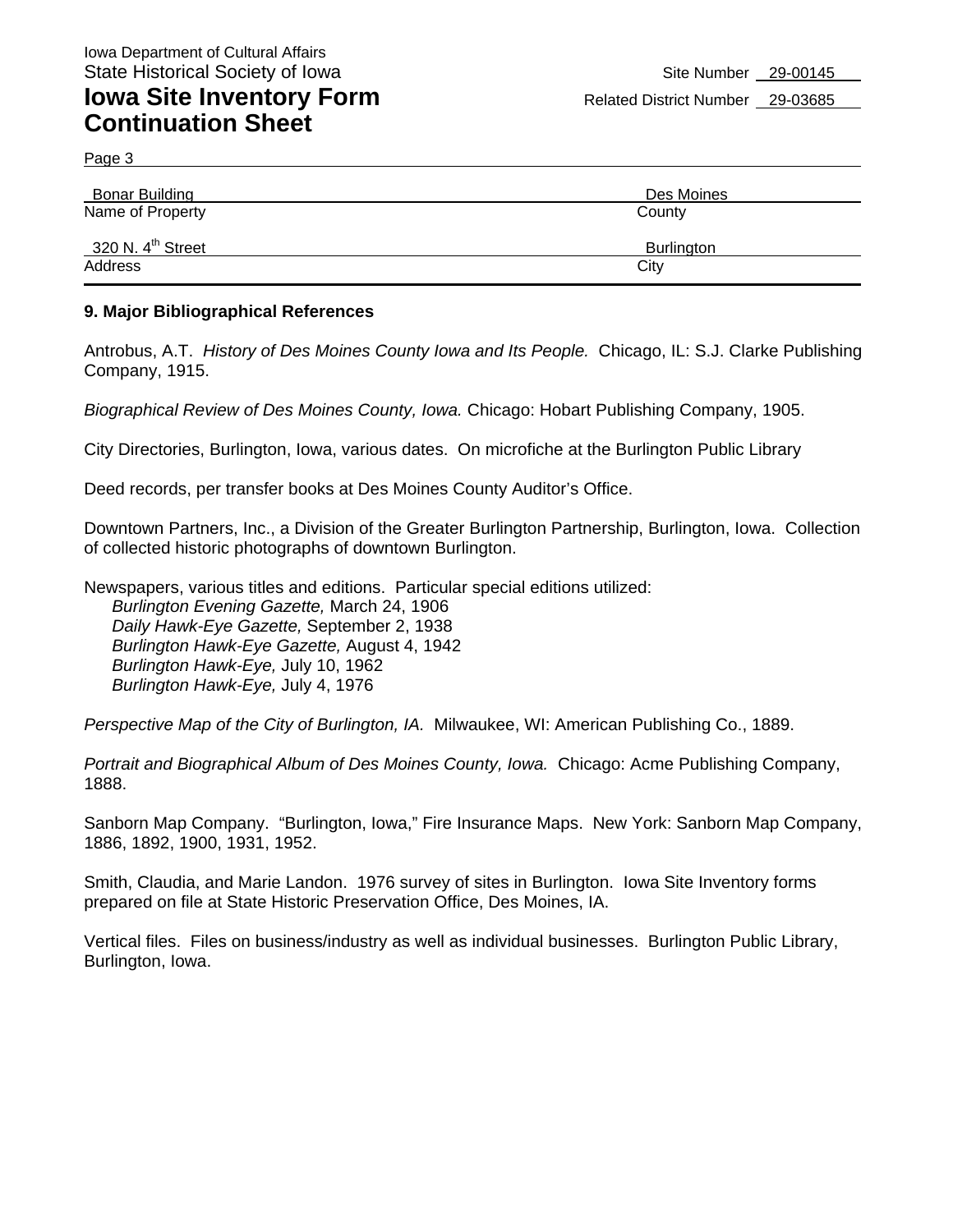Iowa Department of Cultural Affairs
State Historical Society of Iowa

**Iowa Site Inventory Form Continuation Sheet**

Site Number 29-00145
Related District Number 29-03685

Page 3

| Bonar Building | Des Moines |
|---|---|
| Name of Property | County |
| 320 N. 4th Street | Burlington |
| Address | City |

### 9. Major Bibliographical References

Antrobus, A.T. *History of Des Moines County Iowa and Its People.* Chicago, IL: S.J. Clarke Publishing Company, 1915.

*Biographical Review of Des Moines County, Iowa.* Chicago: Hobart Publishing Company, 1905.

City Directories, Burlington, Iowa, various dates. On microfiche at the Burlington Public Library

Deed records, per transfer books at Des Moines County Auditor's Office.

Downtown Partners, Inc., a Division of the Greater Burlington Partnership, Burlington, Iowa. Collection of collected historic photographs of downtown Burlington.

Newspapers, various titles and editions. Particular special editions utilized:
- *Burlington Evening Gazette,* March 24, 1906
- *Daily Hawk-Eye Gazette,* September 2, 1938
- *Burlington Hawk-Eye Gazette,* August 4, 1942
- *Burlington Hawk-Eye,* July 10, 1962
- *Burlington Hawk-Eye,* July 4, 1976

*Perspective Map of the City of Burlington, IA.* Milwaukee, WI: American Publishing Co., 1889.

*Portrait and Biographical Album of Des Moines County, Iowa.* Chicago: Acme Publishing Company, 1888.

Sanborn Map Company. "Burlington, Iowa," Fire Insurance Maps. New York: Sanborn Map Company, 1886, 1892, 1900, 1931, 1952.

Smith, Claudia, and Marie Landon. 1976 survey of sites in Burlington. Iowa Site Inventory forms prepared on file at State Historic Preservation Office, Des Moines, IA.

Vertical files. Files on business/industry as well as individual businesses. Burlington Public Library, Burlington, Iowa.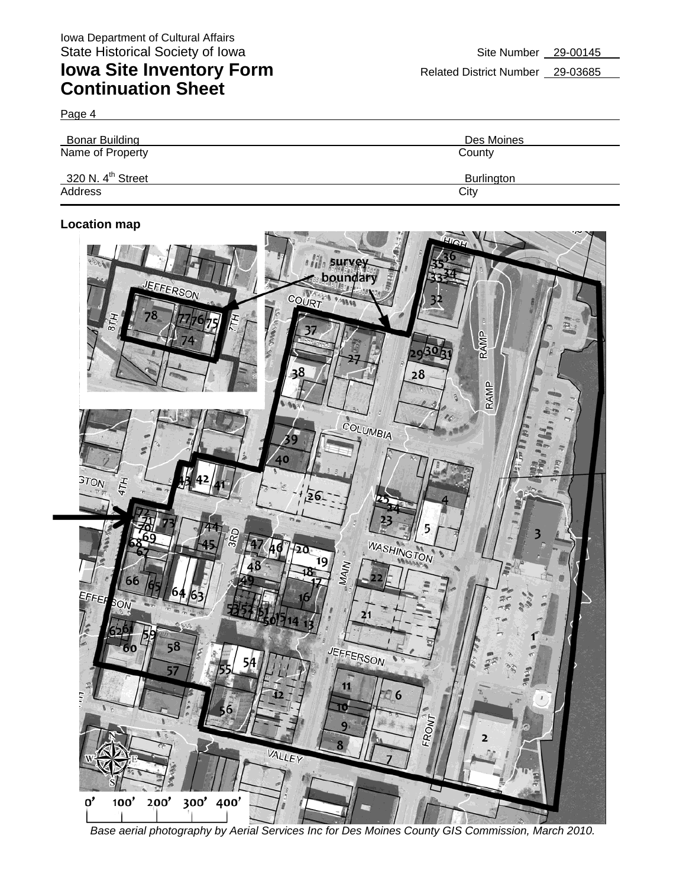Iowa Department of Cultural Affairs
State Historical Society of Iowa

# Iowa Site Inventory Form
## Continuation Sheet

Site Number 29-00145
Related District Number 29-03685

Page 4

| Bonar Building | Des Moines |
|---|---|
| Name of Property | County |
| 320 N. 4th Street | Burlington |
| Address | City |

**Location map**

*Base aerial photography by Aerial Services Inc for Des Moines County GIS Commission, March 2010.*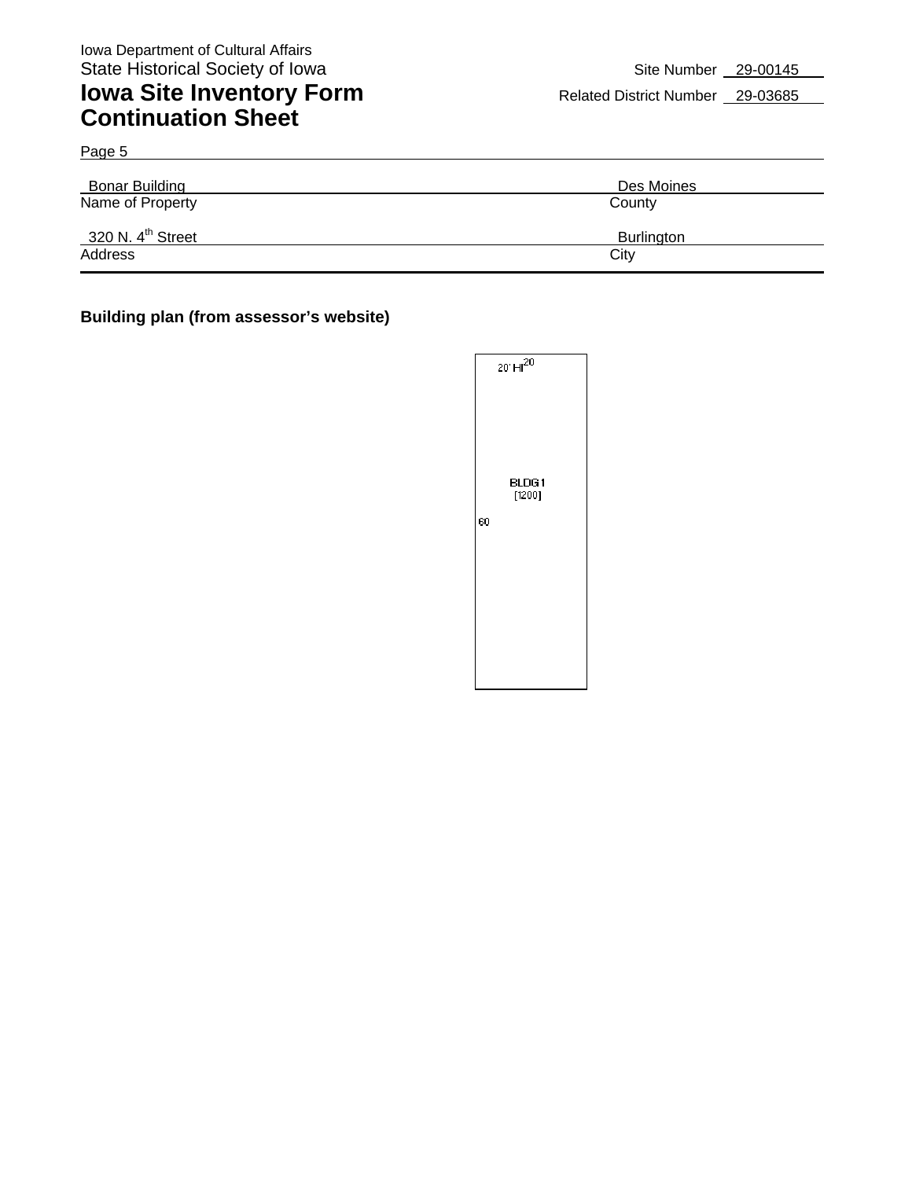Iowa Department of Cultural Affairs
State Historical Society of Iowa

# Iowa Site Inventory Form Continuation Sheet

Site Number 29-00145
Related District Number 29-03685

Page 5

| Bonar Building | Des Moines |
|---|---|
| Name of Property | County |
| 320 N. 4th Street | Burlington |
| Address | City |

**Building plan (from assessor's website)**

20' HI 20

BLDG1
[1200]

60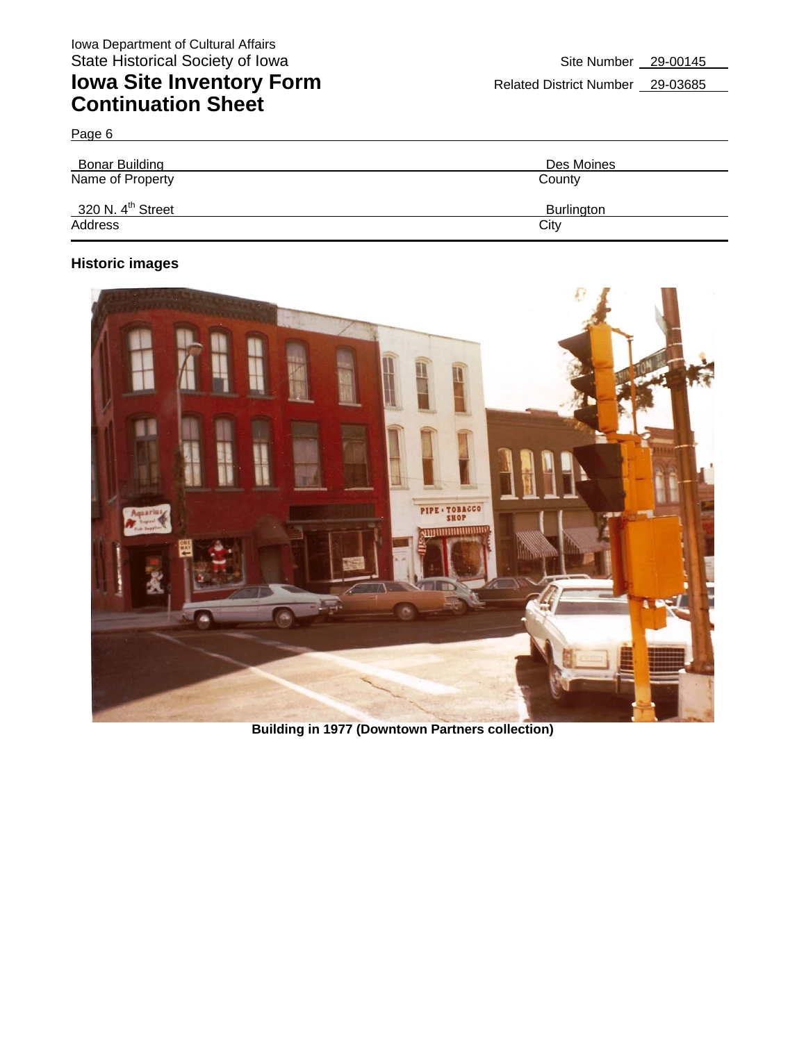Iowa Department of Cultural Affairs
State Historical Society of Iowa

# Iowa Site Inventory Form Continuation Sheet

Site Number 29-00145
Related District Number 29-03685

Page 6

| Bonar Building | Des Moines |
|---|---|
| Name of Property | County |
| 320 N. 4th Street | Burlington |
| Address | City |

**Historic images**

**Building in 1977 (Downtown Partners collection)**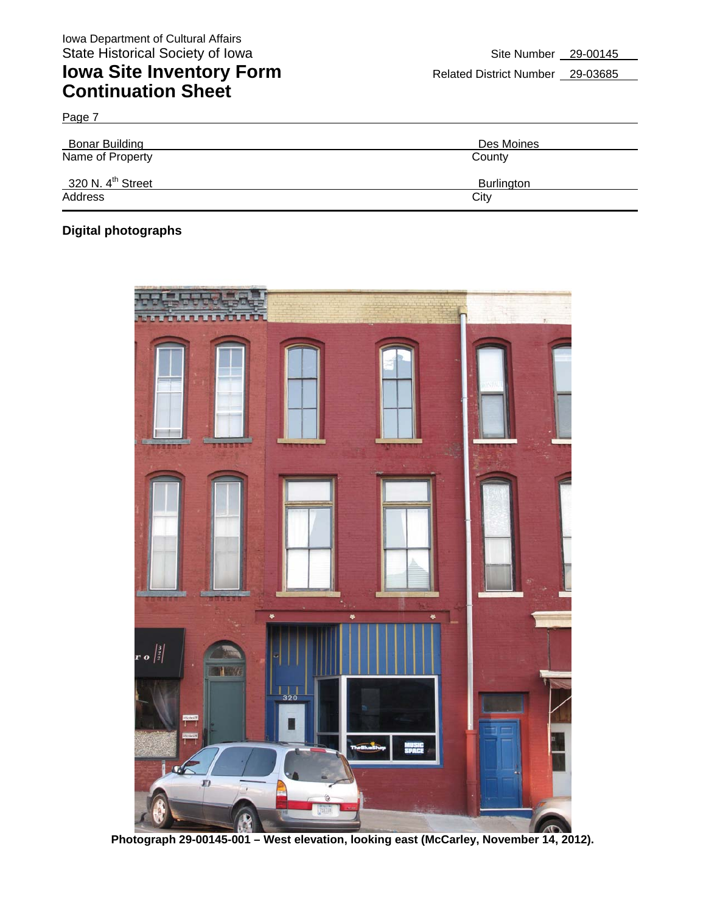Iowa Department of Cultural Affairs
State Historical Society of Iowa

# Iowa Site Inventory Form
# Continuation Sheet

Site Number 29-00145

Related District Number 29-03685

Page 7

| Bonar Building | Des Moines |
|---|---|
| Name of Property | County |
| 320 N. 4th Street | Burlington |
| Address | City |

**Digital photographs**

**Photograph 29-00145-001 – West elevation, looking east (McCarley, November 14, 2012).**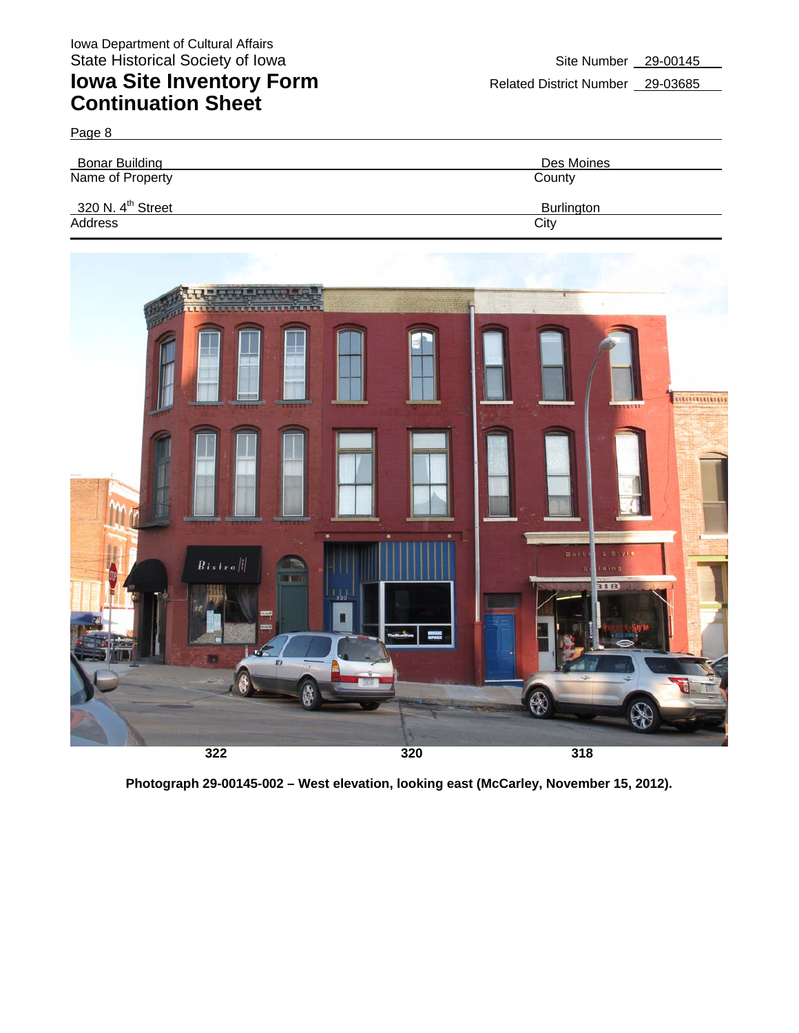Iowa Department of Cultural Affairs
State Historical Society of Iowa

# Iowa Site Inventory Form Continuation Sheet

Site Number 29-00145
Related District Number 29-03685

Page 8

| Name of Property | County |
|---|---|
| Bonar Building | Des Moines |

| Address | City |
|---|---|
| 320 N. 4th Street | Burlington |

322 320 318

**Photograph 29-00145-002 – West elevation, looking east (McCarley, November 15, 2012).**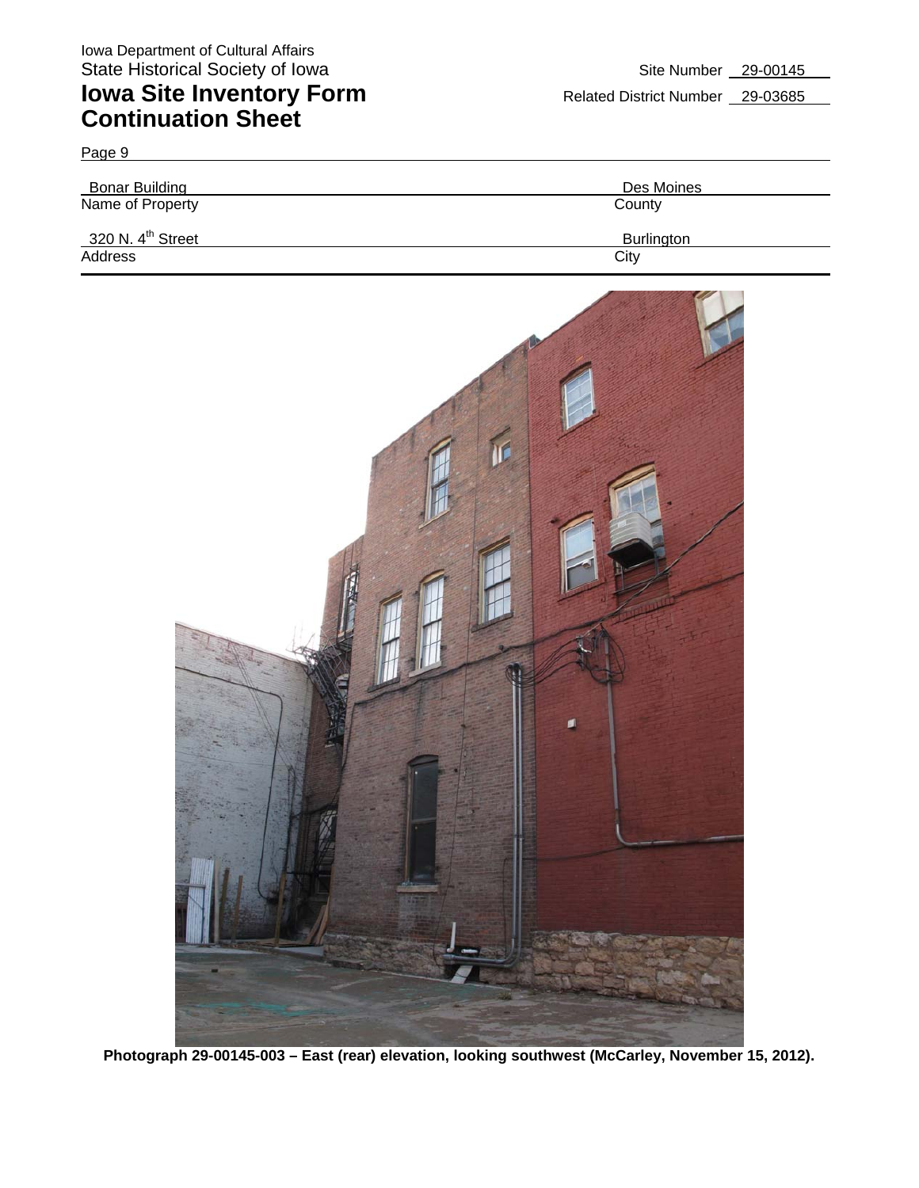Iowa Department of Cultural Affairs
State Historical Society of Iowa

# Iowa Site Inventory Form
# Continuation Sheet

Site Number 29-00145

Related District Number 29-03685

Page 9

| | |
|---|---|
| Bonar Building | Des Moines |
| Name of Property | County |
| 320 N. 4th Street | Burlington |
| Address | City |

**Photograph 29-00145-003 – East (rear) elevation, looking southwest (McCarley, November 15, 2012).**